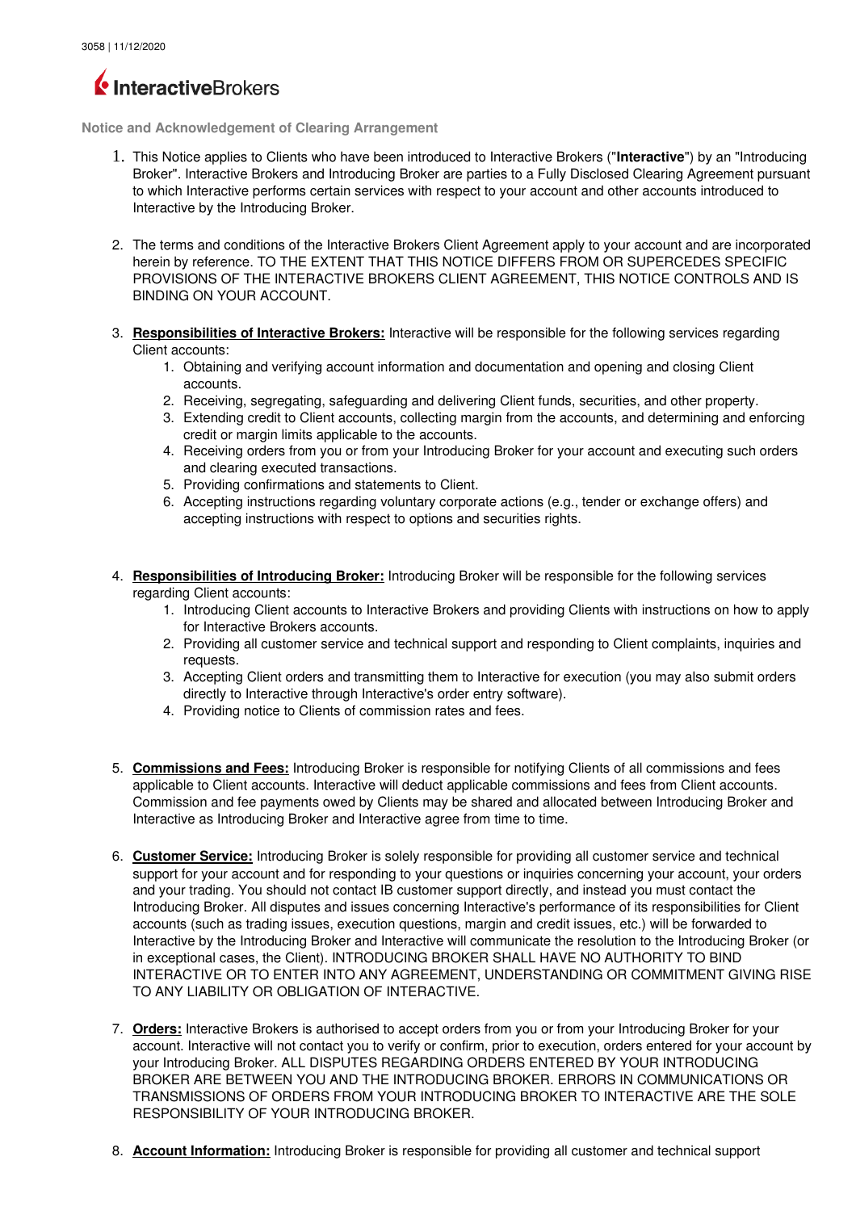3058 | 11/12/2020

InteractiveBrokers

## Notice and Acknowledgement of Clearing Arrangement

1. This Notice applies to Clients who have been introduced to Interactive Brokers ("**Interactive**") by an "Introducing Broker". Interactive Brokers and Introducing Broker are parties to a Fully Disclosed Clearing Agreement pursuant to which Interactive performs certain services with respect to your account and other accounts introduced to Interactive by the Introducing Broker.

2. The terms and conditions of the Interactive Brokers Client Agreement apply to your account and are incorporated herein by reference. TO THE EXTENT THAT THIS NOTICE DIFFERS FROM OR SUPERCEDES SPECIFIC PROVISIONS OF THE INTERACTIVE BROKERS CLIENT AGREEMENT, THIS NOTICE CONTROLS AND IS BINDING ON YOUR ACCOUNT.

3. **Responsibilities of Interactive Brokers:** Interactive will be responsible for the following services regarding Client accounts:
   1. Obtaining and verifying account information and documentation and opening and closing Client accounts.
   2. Receiving, segregating, safeguarding and delivering Client funds, securities, and other property.
   3. Extending credit to Client accounts, collecting margin from the accounts, and determining and enforcing credit or margin limits applicable to the accounts.
   4. Receiving orders from you or from your Introducing Broker for your account and executing such orders and clearing executed transactions.
   5. Providing confirmations and statements to Client.
   6. Accepting instructions regarding voluntary corporate actions (e.g., tender or exchange offers) and accepting instructions with respect to options and securities rights.

4. **Responsibilities of Introducing Broker:** Introducing Broker will be responsible for the following services regarding Client accounts:
   1. Introducing Client accounts to Interactive Brokers and providing Clients with instructions on how to apply for Interactive Brokers accounts.
   2. Providing all customer service and technical support and responding to Client complaints, inquiries and requests.
   3. Accepting Client orders and transmitting them to Interactive for execution (you may also submit orders directly to Interactive through Interactive's order entry software).
   4. Providing notice to Clients of commission rates and fees.

5. **Commissions and Fees:** Introducing Broker is responsible for notifying Clients of all commissions and fees applicable to Client accounts. Interactive will deduct applicable commissions and fees from Client accounts. Commission and fee payments owed by Clients may be shared and allocated between Introducing Broker and Interactive as Introducing Broker and Interactive agree from time to time.

6. **Customer Service:** Introducing Broker is solely responsible for providing all customer service and technical support for your account and for responding to your questions or inquiries concerning your account, your orders and your trading. You should not contact IB customer support directly, and instead you must contact the Introducing Broker. All disputes and issues concerning Interactive's performance of its responsibilities for Client accounts (such as trading issues, execution questions, margin and credit issues, etc.) will be forwarded to Interactive by the Introducing Broker and Interactive will communicate the resolution to the Introducing Broker (or in exceptional cases, the Client). INTRODUCING BROKER SHALL HAVE NO AUTHORITY TO BIND INTERACTIVE OR TO ENTER INTO ANY AGREEMENT, UNDERSTANDING OR COMMITMENT GIVING RISE TO ANY LIABILITY OR OBLIGATION OF INTERACTIVE.

7. **Orders:** Interactive Brokers is authorised to accept orders from you or from your Introducing Broker for your account. Interactive will not contact you to verify or confirm, prior to execution, orders entered for your account by your Introducing Broker. ALL DISPUTES REGARDING ORDERS ENTERED BY YOUR INTRODUCING BROKER ARE BETWEEN YOU AND THE INTRODUCING BROKER. ERRORS IN COMMUNICATIONS OR TRANSMISSIONS OF ORDERS FROM YOUR INTRODUCING BROKER TO INTERACTIVE ARE THE SOLE RESPONSIBILITY OF YOUR INTRODUCING BROKER.

8. **Account Information:** Introducing Broker is responsible for providing all customer and technical support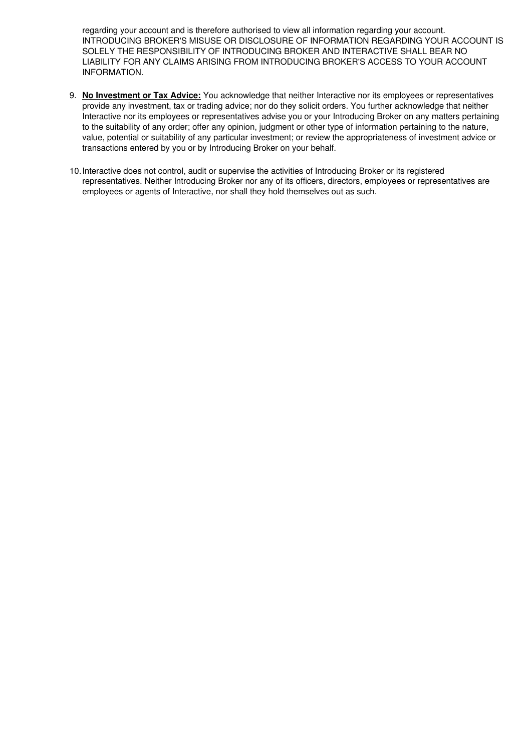regarding your account and is therefore authorised to view all information regarding your account. INTRODUCING BROKER'S MISUSE OR DISCLOSURE OF INFORMATION REGARDING YOUR ACCOUNT IS SOLELY THE RESPONSIBILITY OF INTRODUCING BROKER AND INTERACTIVE SHALL BEAR NO LIABILITY FOR ANY CLAIMS ARISING FROM INTRODUCING BROKER'S ACCESS TO YOUR ACCOUNT INFORMATION.

9. **No Investment or Tax Advice:** You acknowledge that neither Interactive nor its employees or representatives provide any investment, tax or trading advice; nor do they solicit orders. You further acknowledge that neither Interactive nor its employees or representatives advise you or your Introducing Broker on any matters pertaining to the suitability of any order; offer any opinion, judgment or other type of information pertaining to the nature, value, potential or suitability of any particular investment; or review the appropriateness of investment advice or transactions entered by you or by Introducing Broker on your behalf.

10. Interactive does not control, audit or supervise the activities of Introducing Broker or its registered representatives. Neither Introducing Broker nor any of its officers, directors, employees or representatives are employees or agents of Interactive, nor shall they hold themselves out as such.